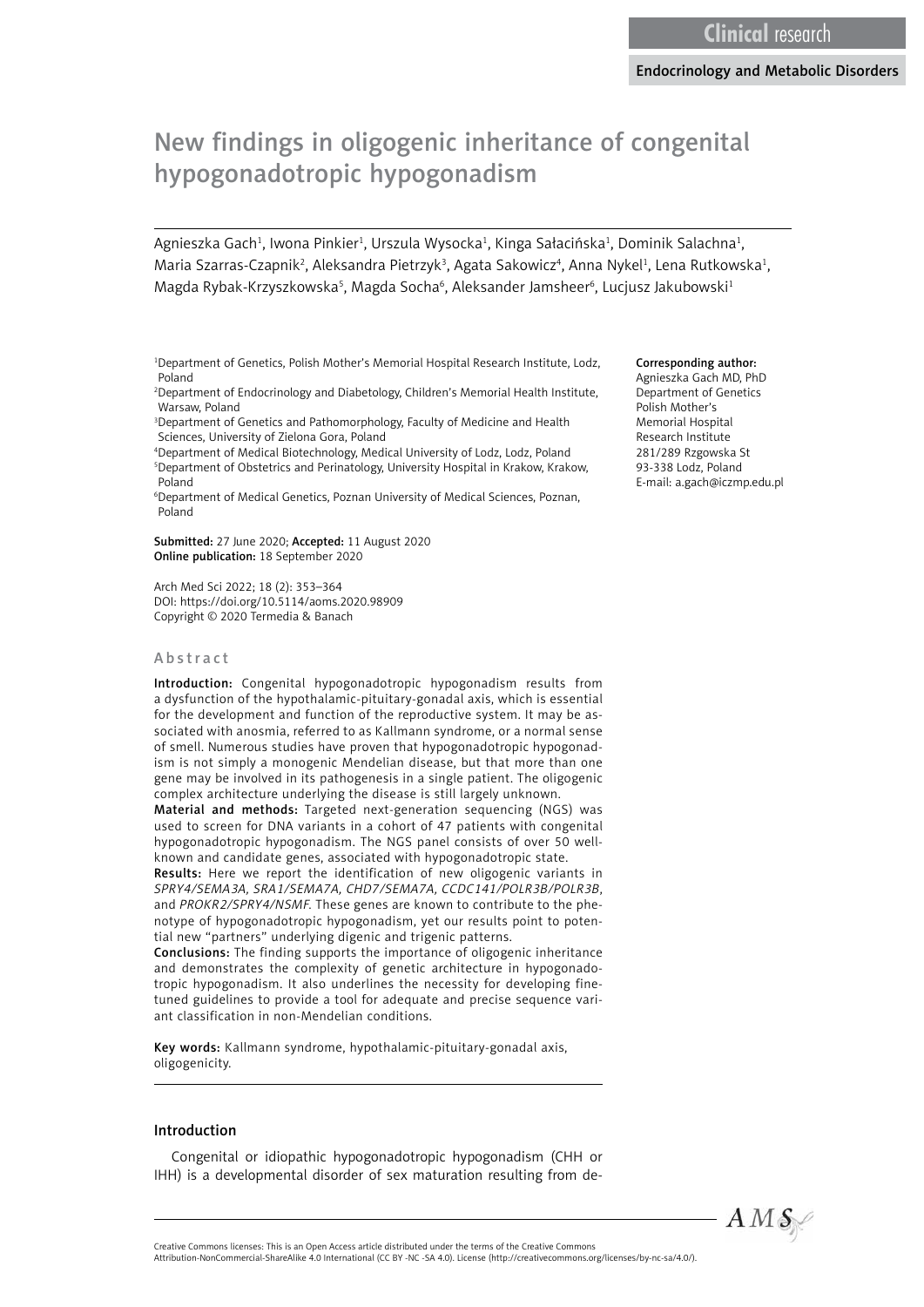Clinical research

Endocrinology and Metabolic Disorders

# New findings in oligogenic inheritance of congenital hypogonadotropic hypogonadism

Agnieszka Gach[1], Iwona Pinkier[1], Urszula Wysocka[1], Kinga Sałacińska[1], Dominik Salachna[1], Maria Szarras-Czapnik[2], Aleksandra Pietrzyk[3], Agata Sakowicz[4], Anna Nykel[1], Lena Rutkowska[1], Magda Rybak-Krzyszkowska[5], Magda Socha[6], Aleksander Jamsheer[6], Lucjusz Jakubowski[1]

[1]Department of Genetics, Polish Mother's Memorial Hospital Research Institute, Lodz, Poland
[2]Department of Endocrinology and Diabetology, Children's Memorial Health Institute, Warsaw, Poland
[3]Department of Genetics and Pathomorphology, Faculty of Medicine and Health Sciences, University of Zielona Gora, Poland
[4]Department of Medical Biotechnology, Medical University of Lodz, Lodz, Poland
[5]Department of Obstetrics and Perinatology, University Hospital in Krakow, Krakow, Poland
[6]Department of Medical Genetics, Poznan University of Medical Sciences, Poznan, Poland

**Corresponding author:**
Agnieszka Gach MD, PhD
Department of Genetics
Polish Mother's
Memorial Hospital
Research Institute
281/289 Rzgowska St
93-338 Lodz, Poland
E-mail: a.gach@iczmp.edu.pl

**Submitted:** 27 June 2020; **Accepted:** 11 August 2020
**Online publication:** 18 September 2020

Arch Med Sci 2022; 18 (2): 353–364
DOI: https://doi.org/10.5114/aoms.2020.98909
Copyright © 2020 Termedia & Banach

## Abstract

**Introduction:** Congenital hypogonadotropic hypogonadism results from a dysfunction of the hypothalamic-pituitary-gonadal axis, which is essential for the development and function of the reproductive system. It may be associated with anosmia, referred to as Kallmann syndrome, or a normal sense of smell. Numerous studies have proven that hypogonadotropic hypogonadism is not simply a monogenic Mendelian disease, but that more than one gene may be involved in its pathogenesis in a single patient. The oligogenic complex architecture underlying the disease is still largely unknown.

**Material and methods:** Targeted next-generation sequencing (NGS) was used to screen for DNA variants in a cohort of 47 patients with congenital hypogonadotropic hypogonadism. The NGS panel consists of over 50 well-known and candidate genes, associated with hypogonadotropic state.

**Results:** Here we report the identification of new oligogenic variants in *SPRY4/SEMA3A, SRA1/SEMA7A, CHD7/SEMA7A, CCDC141/POLR3B/POLR3B*, and *PROKR2/SPRY4/NSMF*. These genes are known to contribute to the phenotype of hypogonadotropic hypogonadism, yet our results point to potential new "partners" underlying digenic and trigenic patterns.

**Conclusions:** The finding supports the importance of oligogenic inheritance and demonstrates the complexity of genetic architecture in hypogonadotropic hypogonadism. It also underlines the necessity for developing fine-tuned guidelines to provide a tool for adequate and precise sequence variant classification in non-Mendelian conditions.

**Key words:** Kallmann syndrome, hypothalamic-pituitary-gonadal axis, oligogenicity.

## Introduction

Congenital or idiopathic hypogonadotropic hypogonadism (CHH or IHH) is a developmental disorder of sex maturation resulting from de-

Creative Commons licenses: This is an Open Access article distributed under the terms of the Creative Commons Attribution-NonCommercial-ShareAlike 4.0 International (CC BY -NC -SA 4.0). License (http://creativecommons.org/licenses/by-nc-sa/4.0/).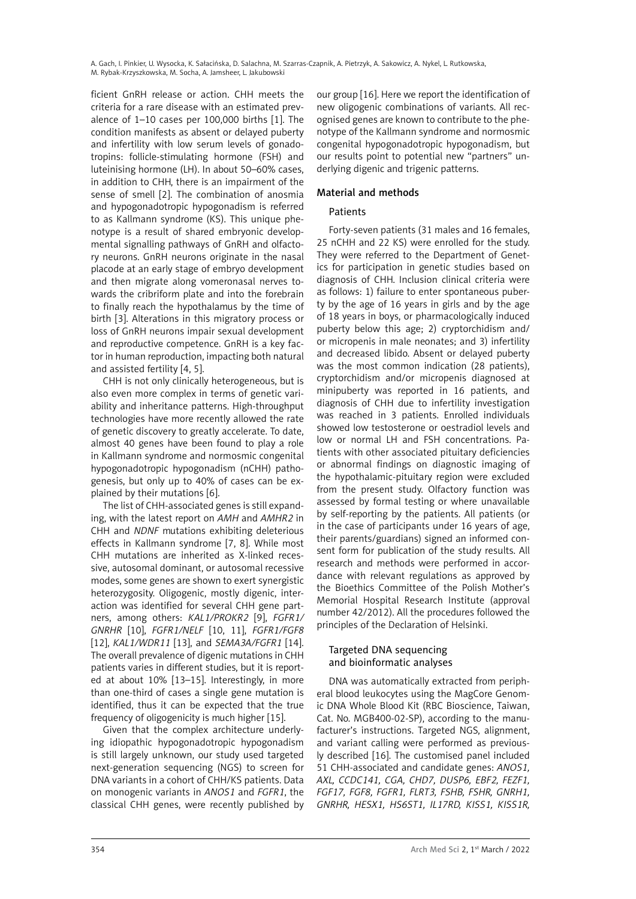ficient GnRH release or action. CHH meets the criteria for a rare disease with an estimated prevalence of 1–10 cases per 100,000 births [1]. The condition manifests as absent or delayed puberty and infertility with low serum levels of gonadotropins: follicle-stimulating hormone (FSH) and luteinising hormone (LH). In about 50–60% cases, in addition to CHH, there is an impairment of the sense of smell [2]. The combination of anosmia and hypogonadotropic hypogonadism is referred to as Kallmann syndrome (KS). This unique phenotype is a result of shared embryonic developmental signalling pathways of GnRH and olfactory neurons. GnRH neurons originate in the nasal placode at an early stage of embryo development and then migrate along vomeronasal nerves towards the cribriform plate and into the forebrain to finally reach the hypothalamus by the time of birth [3]. Alterations in this migratory process or loss of GnRH neurons impair sexual development and reproductive competence. GnRH is a key factor in human reproduction, impacting both natural and assisted fertility [4, 5].

CHH is not only clinically heterogeneous, but is also even more complex in terms of genetic variability and inheritance patterns. High-throughput technologies have more recently allowed the rate of genetic discovery to greatly accelerate. To date, almost 40 genes have been found to play a role in Kallmann syndrome and normosmic congenital hypogonadotropic hypogonadism (nCHH) pathogenesis, but only up to 40% of cases can be explained by their mutations [6].

The list of CHH-associated genes is still expanding, with the latest report on *AMH* and *AMHR2* in CHH and *NDNF* mutations exhibiting deleterious effects in Kallmann syndrome [7, 8]. While most CHH mutations are inherited as X-linked recessive, autosomal dominant, or autosomal recessive modes, some genes are shown to exert synergistic heterozygosity. Oligogenic, mostly digenic, interaction was identified for several CHH gene partners, among others: *KAL1/PROKR2* [9], *FGFR1/GNRHR* [10], *FGFR1/NELF* [10, 11], *FGFR1/FGF8* [12], *KAL1/WDR11* [13], and *SEMA3A/FGFR1* [14]. The overall prevalence of digenic mutations in CHH patients varies in different studies, but it is reported at about 10% [13–15]. Interestingly, in more than one-third of cases a single gene mutation is identified, thus it can be expected that the true frequency of oligogenicity is much higher [15].

Given that the complex architecture underlying idiopathic hypogonadotropic hypogonadism is still largely unknown, our study used targeted next-generation sequencing (NGS) to screen for DNA variants in a cohort of CHH/KS patients. Data on monogenic variants in *ANOS1* and *FGFR1*, the classical CHH genes, were recently published by our group [16]. Here we report the identification of new oligogenic combinations of variants. All recognised genes are known to contribute to the phenotype of the Kallmann syndrome and normosmic congenital hypogonadotropic hypogonadism, but our results point to potential new "partners" underlying digenic and trigenic patterns.

## Material and methods

### Patients

Forty-seven patients (31 males and 16 females, 25 nCHH and 22 KS) were enrolled for the study. They were referred to the Department of Genetics for participation in genetic studies based on diagnosis of CHH. Inclusion clinical criteria were as follows: 1) failure to enter spontaneous puberty by the age of 16 years in girls and by the age of 18 years in boys, or pharmacologically induced puberty below this age; 2) cryptorchidism and/or micropenis in male neonates; and 3) infertility and decreased libido. Absent or delayed puberty was the most common indication (28 patients), cryptorchidism and/or micropenis diagnosed at minipuberty was reported in 16 patients, and diagnosis of CHH due to infertility investigation was reached in 3 patients. Enrolled individuals showed low testosterone or oestradiol levels and low or normal LH and FSH concentrations. Patients with other associated pituitary deficiencies or abnormal findings on diagnostic imaging of the hypothalamic-pituitary region were excluded from the present study. Olfactory function was assessed by formal testing or where unavailable by self-reporting by the patients. All patients (or in the case of participants under 16 years of age, their parents/guardians) signed an informed consent form for publication of the study results. All research and methods were performed in accordance with relevant regulations as approved by the Bioethics Committee of the Polish Mother's Memorial Hospital Research Institute (approval number 42/2012). All the procedures followed the principles of the Declaration of Helsinki.

### Targeted DNA sequencing and bioinformatic analyses

DNA was automatically extracted from peripheral blood leukocytes using the MagCore Genomic DNA Whole Blood Kit (RBC Bioscience, Taiwan, Cat. No. MGB400-02-SP), according to the manufacturer's instructions. Targeted NGS, alignment, and variant calling were performed as previously described [16]. The customised panel included 51 CHH-associated and candidate genes: *ANOS1, AXL, CCDC141, CGA, CHD7, DUSP6, EBF2, FEZF1, FGF17, FGF8, FGFR1, FLRT3, FSHB, FSHR, GNRH1, GNRHR, HESX1, HS6ST1, IL17RD, KISS1, KISS1R,*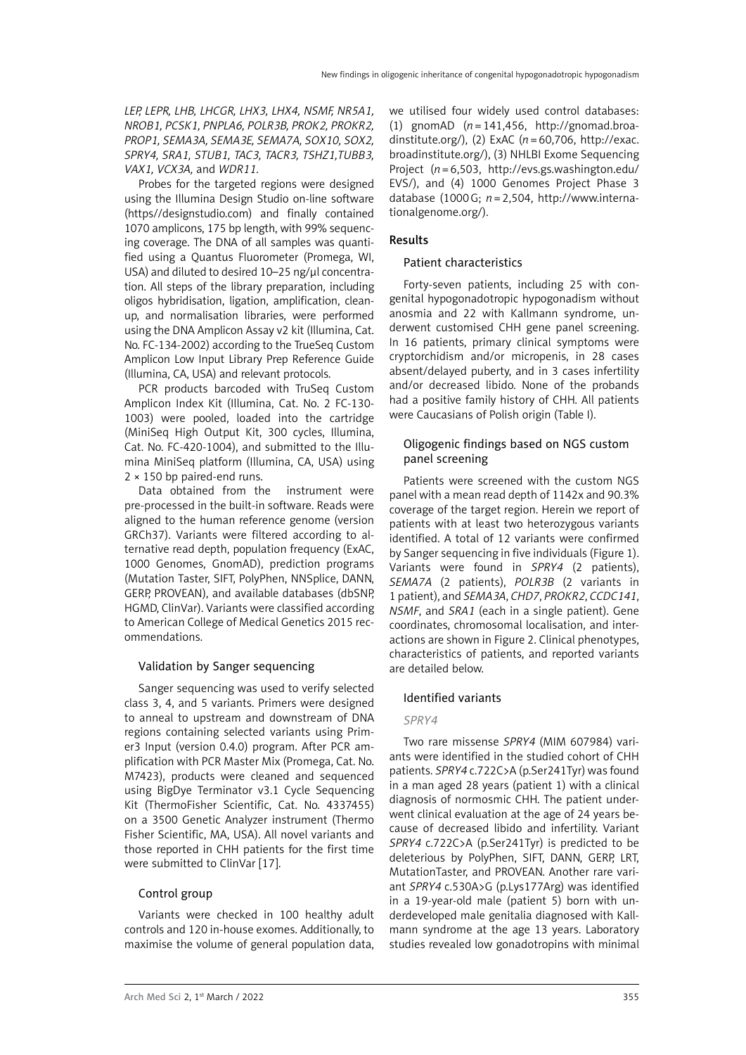*LEP, LEPR, LHB, LHCGR, LHX3, LHX4, NSMF, NR5A1, NROB1, PCSK1, PNPLA6, POLR3B, PROK2, PROKR2, PROP1, SEMA3A, SEMA3E, SEMA7A, SOX10, SOX2, SPRY4, SRA1, STUB1, TAC3, TACR3, TSHZ1,TUBB3, VAX1, VCX3A,* and *WDR11.*

Probes for the targeted regions were designed using the Illumina Design Studio on-line software (https//designstudio.com) and finally contained 1070 amplicons, 175 bp length, with 99% sequencing coverage. The DNA of all samples was quantified using a Quantus Fluorometer (Promega, WI, USA) and diluted to desired 10–25 ng/μl concentration. All steps of the library preparation, including oligos hybridisation, ligation, amplification, cleanup, and normalisation libraries, were performed using the DNA Amplicon Assay v2 kit (Illumina, Cat. No. FC-134-2002) according to the TrueSeq Custom Amplicon Low Input Library Prep Reference Guide (Illumina, CA, USA) and relevant protocols.

PCR products barcoded with TruSeq Custom Amplicon Index Kit (Illumina, Cat. No. 2 FC-130-1003) were pooled, loaded into the cartridge (MiniSeq High Output Kit, 300 cycles, Illumina, Cat. No. FC-420-1004), and submitted to the Illumina MiniSeq platform (Illumina, CA, USA) using 2 × 150 bp paired-end runs.

Data obtained from the instrument were pre-processed in the built-in software. Reads were aligned to the human reference genome (version GRCh37). Variants were filtered according to alternative read depth, population frequency (ExAC, 1000 Genomes, GnomAD), prediction programs (Mutation Taster, SIFT, PolyPhen, NNSplice, DANN, GERP, PROVEAN), and available databases (dbSNP, HGMD, ClinVar). Variants were classified according to American College of Medical Genetics 2015 recommendations.

### Validation by Sanger sequencing

Sanger sequencing was used to verify selected class 3, 4, and 5 variants. Primers were designed to anneal to upstream and downstream of DNA regions containing selected variants using Primer3 Input (version 0.4.0) program. After PCR amplification with PCR Master Mix (Promega, Cat. No. M7423), products were cleaned and sequenced using BigDye Terminator v3.1 Cycle Sequencing Kit (ThermoFisher Scientific, Cat. No. 4337455) on a 3500 Genetic Analyzer instrument (Thermo Fisher Scientific, MA, USA). All novel variants and those reported in CHH patients for the first time were submitted to ClinVar [17].

### Control group

Variants were checked in 100 healthy adult controls and 120 in-house exomes. Additionally, to maximise the volume of general population data, we utilised four widely used control databases: (1) gnomAD (*n* = 141,456, http://gnomad.broadinstitute.org/), (2) ExAC (*n* = 60,706, http://exac.broadinstitute.org/), (3) NHLBI Exome Sequencing Project (*n* = 6,503, http://evs.gs.washington.edu/EVS/), and (4) 1000 Genomes Project Phase 3 database (1000 G; *n* = 2,504, http://www.internationalgenome.org/).

## Results

### Patient characteristics

Forty-seven patients, including 25 with congenital hypogonadotropic hypogonadism without anosmia and 22 with Kallmann syndrome, underwent customised CHH gene panel screening. In 16 patients, primary clinical symptoms were cryptorchidism and/or micropenis, in 28 cases absent/delayed puberty, and in 3 cases infertility and/or decreased libido. None of the probands had a positive family history of CHH. All patients were Caucasians of Polish origin (Table I).

### Oligogenic findings based on NGS custom panel screening

Patients were screened with the custom NGS panel with a mean read depth of 1142x and 90.3% coverage of the target region. Herein we report of patients with at least two heterozygous variants identified. A total of 12 variants were confirmed by Sanger sequencing in five individuals (Figure 1). Variants were found in *SPRY4* (2 patients), *SEMA7A* (2 patients), *POLR3B* (2 variants in 1 patient), and *SEMA3A*, *CHD7*, *PROKR2*, *CCDC141*, *NSMF*, and *SRA1* (each in a single patient). Gene coordinates, chromosomal localisation, and interactions are shown in Figure 2. Clinical phenotypes, characteristics of patients, and reported variants are detailed below.

### Identified variants

#### *SPRY4*

Two rare missense *SPRY4* (MIM 607984) variants were identified in the studied cohort of CHH patients. *SPRY4* c.722C>A (p.Ser241Tyr) was found in a man aged 28 years (patient 1) with a clinical diagnosis of normosmic CHH. The patient underwent clinical evaluation at the age of 24 years because of decreased libido and infertility. Variant *SPRY4* c.722C>A (p.Ser241Tyr) is predicted to be deleterious by PolyPhen, SIFT, DANN, GERP, LRT, MutationTaster, and PROVEAN. Another rare variant *SPRY4* c.530A>G (p.Lys177Arg) was identified in a 19-year-old male (patient 5) born with underdeveloped male genitalia diagnosed with Kallmann syndrome at the age 13 years. Laboratory studies revealed low gonadotropins with minimal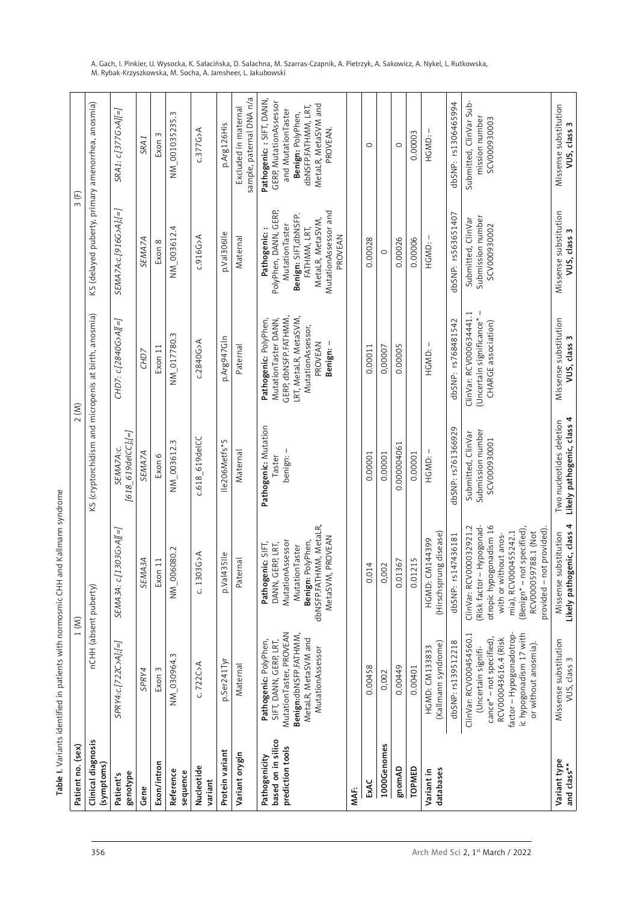**Table I.** Variants identified in patients with normosmic CHH and Kallmann syndrome

| Patient no. (sex) | 1 (M) | | 2 (M) | | 3 (F) | |
|---|---|---|---|---|---|---|
| Clinical diagnosis (symptoms) | nCHH (absent puberty) | | KS (cryptorchidism and micropenis at birth, anosmia) | | KS (delayed puberty, primary amenorrhea, anosmia) | |
| Patient's genotype | *SPRY4:c.[722C>A];[=]* | *SEMA3A: c.[1303G>A][=]* | *SEMA7A:c.[618_619delCC];[=]* | *CHD7: c.[2840G>A][=]* | *SEMA7A:c.[916G>A];[=]* | *SRA1: c.[377G>A][=]* |
| Gene | *SPRY4* | *SEMA3A* | *SEMA7A* | *CHD7* | *SEMA7A* | *SRA1* |
| Exon/intron | Exon 3 | Exon 11 | Exon 6 | Exon 11 | Exon 8 | Exon 3 |
| Reference sequence | NM_030964.3 | NM_006080.2 | NM_003612.3 | NM_017780.3 | NM_003612.4 | NM_001035235.3 |
| Nucleotide variant | c. 722C>A | c. 1303G>A | c.618_619delCC | c.2840G>A | c.916G>A | c.377G>A |
| Protein variant | p.Ser241Tyr | p.Val435Ile | Ile206Metfs*5 | p.Arg947Gln | p.Val306Ile | p.Arg126His |
| Variant orygin | Maternal | Paternal | Maternal | Paternal | Maternal | Excluded in maternal sample, paternal DNA n/a |
| Pathogenicity based on in silico prediction tools | **Pathogenic:** PolyPhen, SIFT, DANN, GERP, LRT, MutationTaster, PROVEAN **Benign:** dbNSFP.FATHMM, MetaLR, MetaSVM and MutationAssessor | **Pathogenic:** SIFT, DANN, GERP, LRT, MutationAssessor MutationTaster **Benign:** PolyPhen, dbNSFP.FATHMM, MetaLR, MetaSVM, PROVEAN | **Pathogenic:** Mutation Taster benign: – | **Pathogenic:** PolyPhen, MutationTaster DANN, GERP, dbNSFP.FATHMM, LRT, MetaLR, MetaSVM, MutationAssessor, PROVEAN **Benign:** – | **Pathogenic:** PolyPhen, DANN, GERP, MutationTaster **Benign:** SIFT, dbNSFP. FATHMM, LRT, MetaLR, MetaSVM, MutationAssessor and PROVEAN | **Pathogenic:** : SIFT, DANN, GERP, MutationAssessor and MutationTaster **Benign:** PolyPhen, dbNSFP.FATHMM, LRT, MetaLR, MetaSVM and PROVEAN. |
| MAF: | | | | | | |
| ExAC | 0.00458 | 0.014 | 0.00001 | 0.00011 | 0.00028 | 0 |
| 1000Genomes | 0,002 | 0,002 | 0.00001 | 0,00007 | 0 | |
| gnomAD | 0.00449 | 0.01367 | 0.000004061 | 0.00005 | 0.00026 | 0 |
| TOPMED | 0.00401 | 0.01215 | 0.00001 | 0.00001 | 0.00006 | 0.00003 |
| Variant in databases | HGMD: CM133833 (Kallmann syndrome) | HGMD: CM144399 (Hirschsprung disease) | HGMD: – | HGMD: – | HGMD: – | HGMD: – |
| | dbSNP: rs139512218 | dbSNP: rs147436181 | dbSNP: rs761366929 | dbSNP: rs768481542 | dbSNP: rs563651407 | dbSNP: rs1306465994 |
| | ClinVar: RCV000454560.1 (Uncertain significance* – not specified), RCV000043616.4 (Risk factor – Hypogonadotropic hypogonadism 17 with or without anosmia). | ClinVar: RCV000032921.2 (Risk factor – Hypogonadotropic hypogonadism 16 with or without anosmia), RCV000455242.1 (Benign* – not specified), RCV000059788.1 (Not provided – not provided). | Submitted, ClinVar Submission number SCV000930001 | ClinVar: RCV000634441.1 (Uncertain significance* – CHARGE association) | Submitted, ClinVar Submission number SCV000930002 | Submitted, ClinVar Submission number SCV000930003 |
| Variant type and class** | Missense substitution VUS, class 3 | Missense substitution **Likely pathogenic, class 4** | Two nucleotides deletion **Likely pathogenic, class 4** | Missense substitution **VUS, class 3** | Missense substitution **VUS, class 3** | Missense substitution **VUS, class 3** |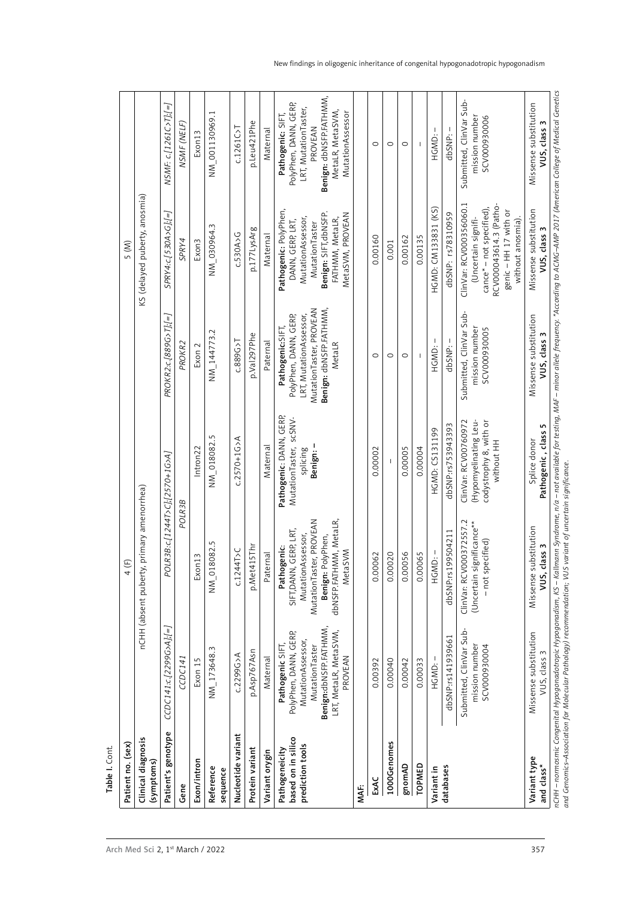Table I. Cont.

| Patient no. (sex) | 4 (F) | | | 5 (M) | | |
|---|---|---|---|---|---|---|
| Clinical diagnosis (symptoms) | nCHH (absent puberty, primary amenorrhea) | | | KS (delayed puberty, anosmia) | | |
| Patient's genotype | *CCDC141:c.[2299G>A];[=]* | *POLR3B:c.[1244T>C];[2570+1G>A]* | | *PROKR2:c.[889G>T];[=]* | *SPRY4:c.[530A>G];[=]* | *NSMF: c.[1261C>T];[=]* |
| Gene | *CCDC141* | *POLR3B* | | *PROKR2* | *SPRY4* | *NSMF (NELF)* |
| Exon/intron | Exon 15 | Exon13 | Intron22 | Exon 2 | Exon3 | Exon13 |
| Reference sequence | NM_173648.3 | NM_018082.5 | NM_018082.5 | NM_144773.2 | NM_030964.3 | NM_001130969.1 |
| Nucleotide variant | c.2299G>A | c.1244T>C | c.2570+1G>A | c.889G>T | c.530A>G | c.1261C>T |
| Protein variant | p.Asp767Asn | p.Met415Thr | | p.Val297Phe | p.177LysArg | p.Leu421Phe |
| Variant orygin | Maternal | Paternal | Maternal | Paternal | Maternal | Maternal |
| Pathogeneicity based on in silico prediction tools | **Pathogenic** SIFT, PolyPhen, DANN, GERP, MutationAssessor, MutationTaster **Benign**:dbNSFP.FATHMM, LRT, MetaLR, MetaSVM, PROVEAN | **Pathogenic**: SIFT,DANN, GERP, LRT, MutationAssessor, MutationTaster, PROVEAN **Benign**: PolyPhen, dbNSFP.FATHMM, MetaLR, MetaSVM | **Pathogenic**: DANN, GERP, MutationTaster, scSNV-splicing **Benign**: – | **Pathogenic**:SIFT, PolyPhen, DANN, GERP, LRT, MutationAssessor, MutationTaster, PROVEAN **Benign**: dbNSFP.FATHMM, MetaLR | **Pathogenic**: PolyPhen, DANN, GERP, LRT, MutationAssessor, MutationTaster **Benign**: SIFT,dbNSFP. FATHMM, MetaLR, MetaSVM, PROVEAN | **Pathogenic**: SIFT, PolyPhen, DANN, GERP, LRT, MutationTaster, PROVEAN **Benign**: dbNSFP.FATHMM, MetaLR, MetaSVM, MutationAssessor |
| MAF: | | | | | | |
| ExAC | 0.00392 | 0.00062 | 0.00002 | 0 | 0.00160 | 0 |
| 1000Genomes | 0.00040 | 0.00020 | – | 0 | 0.001 | 0 |
| gnomAD | 0.00042 | 0.00056 | 0.00005 | 0 | 0.00162 | 0 |
| TOPMED | 0.00033 | 0.00065 | 0.00004 | – | 0.00135 | – |
| Variant in databases | HGMD: – | HGMD: – | HGMD: CS131199 | HGMD: – | HGMD: CM133831 (KS) | HGMD: – |
| | dbSNP:rs141939661 | dbSNP:rs199504211 | dbSNP:rs753943393 | dbSNP: – | dbSNP: rs78310959 | dbSNP: – |
| | Submitted, ClinVar Submission number SCV000930004 | ClinVar: RCV000372557.2 (Uncertain significance** – not specified) | ClinVar: RCV00760972 (Hypomyelinating Leucodystrophy 8, with or without HH | Submitted, ClinVar Submission number SCV000930005 | ClinVar: RCV000356060.1 (Uncertain significance* – not specified), RCV000043614.3 (Pathogenic – HH 17 with or without anosmia). | Submitted, ClinVar Submission number SCV000930006 |
| Variant type and class* | Missense substitution VUS, class 3 | Missense substitution **VUS, class 3** | Splice donor **Pathogenic , class 5** | Missense substitution **VUS, class 3** | Missense substitution **VUS, class 3** | Missense substitution **VUS, class 3** |

*nCHH – normosmic Congenital Hypogonadotropic Hypogonadism, KS – Kallmann Syndrome, n/a – not available for testing, MAF – minor allele frequency. \*According to ACMG–AMP 2017 (American College of Medical Genetics and Genomics–Association for Molecular Pathology) recommendation; VUS variant of uncertain significance.*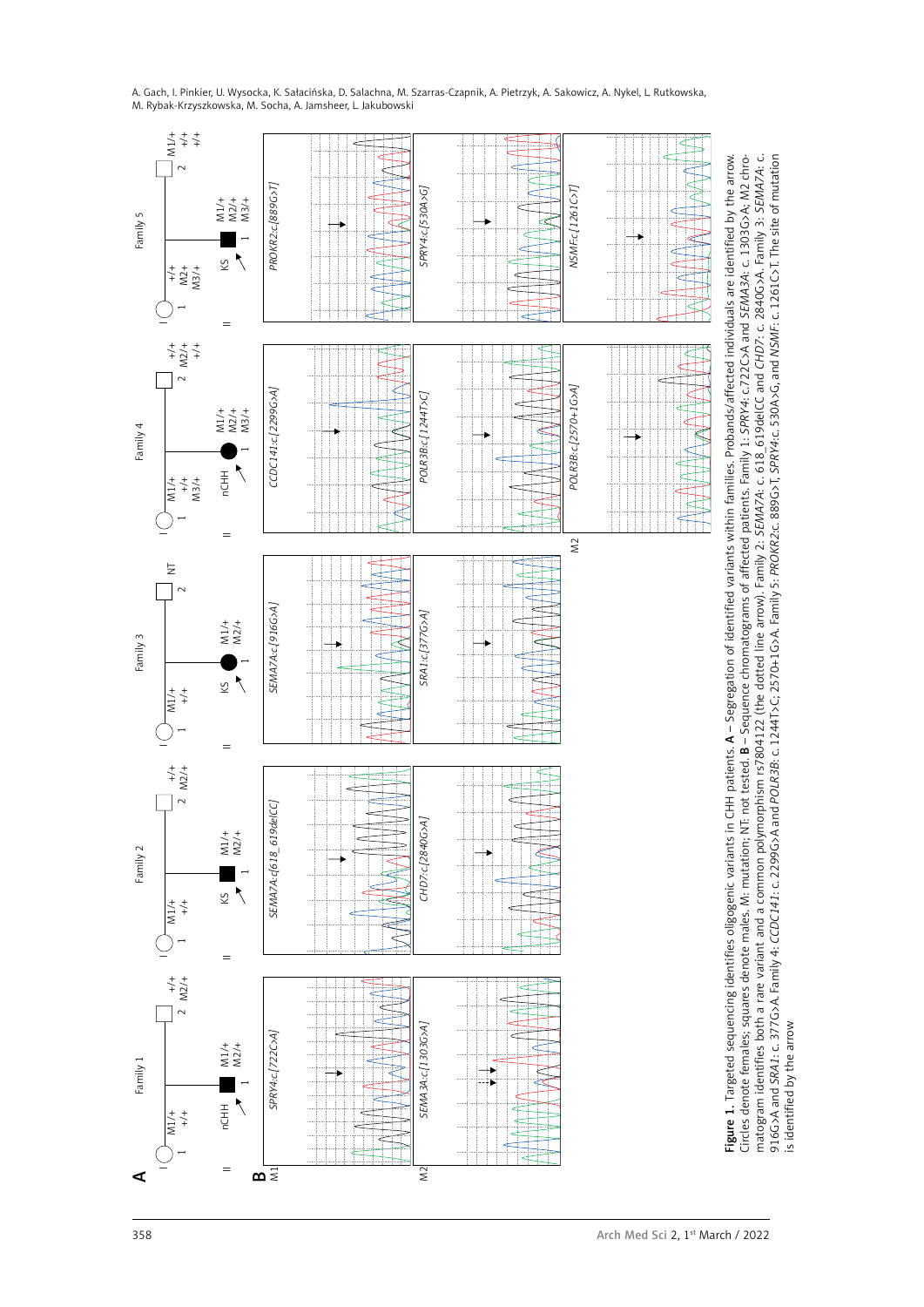**Figure 1.** Targeted sequencing identifies oligogenic variants in CHH patients. **A** – Segregation of identified variants within families. Probands/affected individuals are identified by the arrow. Circles denote females; squares denote males. M: mutation; NT: not tested. **B** – Sequence chromatograms of affected patients. Family 1: *SPRY4*: c.722C>A and *SEMA3A*: c. 1303G>A; M2 chromatogram identifies both a rare variant and a common polymorphism rs7804122 (the dotted line arrow). Family 2: *SEMA7A*: c. 618_619delCC and *CHD7*: c. 2840G>A. Family 3: *SEMA7A*: c. 916G>A and *SRA1*: c. 377G>A. Family 4: *CCDC141*: c. 2299G>A and *POLR3B*: c. 1244T>C; 2570+1G>A. Family 5: *PROKR2*:c. 889G>T, *SPRY4*:c. 530A>G, and *NSMF*: c. 1261C>T. The site of mutation is identified by the arrow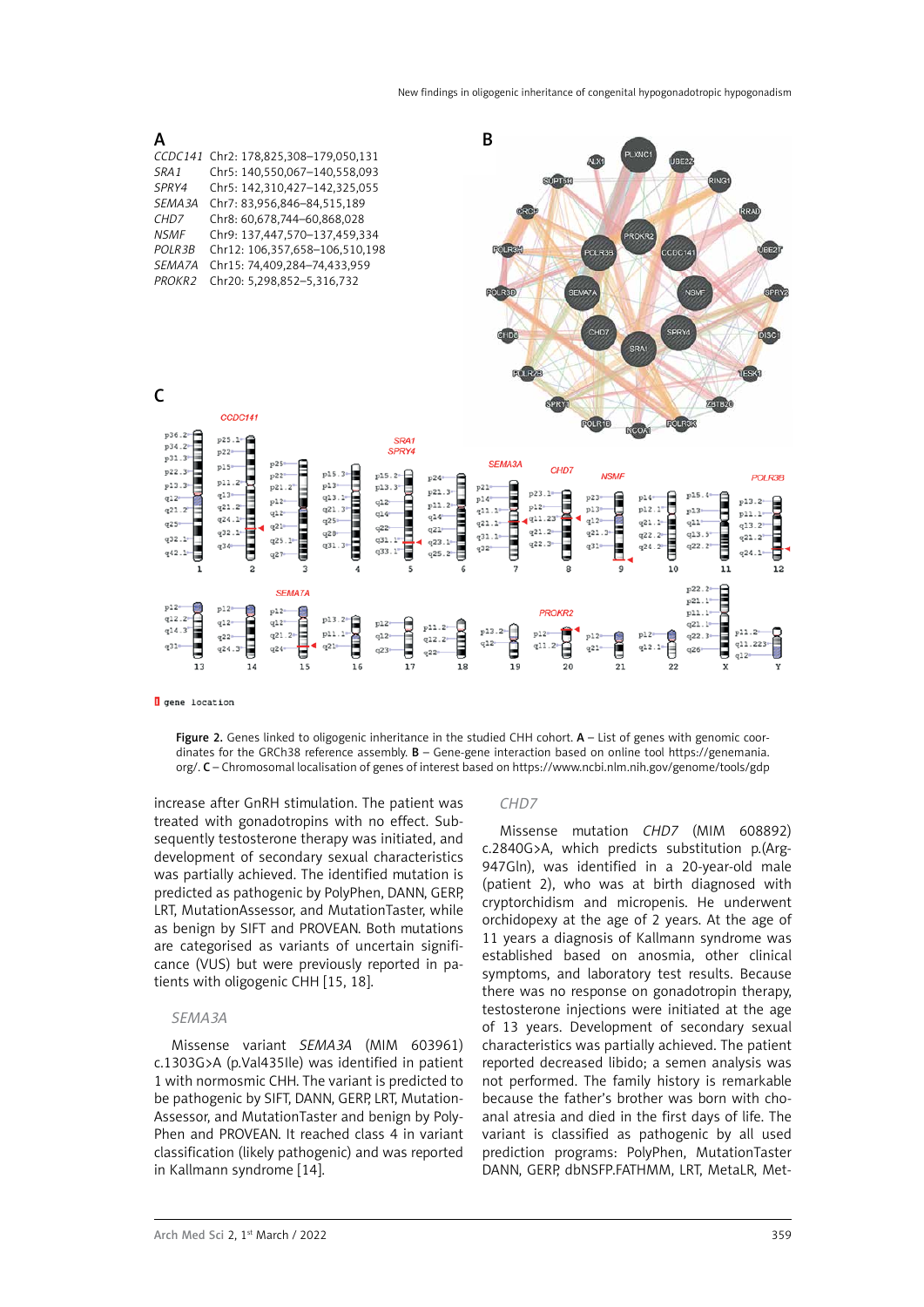A

| | |
|---|---|
| *CCDC141* | Chr2: 178,825,308–179,050,131 |
| *SRA1* | Chr5: 140,550,067–140,558,093 |
| *SPRY4* | Chr5: 142,310,427–142,325,055 |
| *SEMA3A* | Chr7: 83,956,846–84,515,189 |
| *CHD7* | Chr8: 60,678,744–60,868,028 |
| *NSMF* | Chr9: 137,447,570–137,459,334 |
| *POLR3B* | Chr12: 106,357,658–106,510,198 |
| *SEMA7A* | Chr15: 74,409,284–74,433,959 |
| *PROKR2* | Chr20: 5,298,852–5,316,732 |

**Figure 2.** Genes linked to oligogenic inheritance in the studied CHH cohort. **A** – List of genes with genomic coordinates for the GRCh38 reference assembly. **B** – Gene-gene interaction based on online tool https://genemania.org/. **C** – Chromosomal localisation of genes of interest based on https://www.ncbi.nlm.nih.gov/genome/tools/gdp

increase after GnRH stimulation. The patient was treated with gonadotropins with no effect. Subsequently testosterone therapy was initiated, and development of secondary sexual characteristics was partially achieved. The identified mutation is predicted as pathogenic by PolyPhen, DANN, GERP, LRT, MutationAssessor, and MutationTaster, while as benign by SIFT and PROVEAN. Both mutations are categorised as variants of uncertain significance (VUS) but were previously reported in patients with oligogenic CHH [15, 18].

### *SEMA3A*

Missense variant *SEMA3A* (MIM 603961) c.1303G>A (p.Val435Ile) was identified in patient 1 with normosmic CHH. The variant is predicted to be pathogenic by SIFT, DANN, GERP, LRT, MutationAssessor, and MutationTaster and benign by PolyPhen and PROVEAN. It reached class 4 in variant classification (likely pathogenic) and was reported in Kallmann syndrome [14].

### *CHD7*

Missense mutation *CHD7* (MIM 608892) c.2840G>A, which predicts substitution p.(Arg947Gln), was identified in a 20-year-old male (patient 2), who was at birth diagnosed with cryptorchidism and micropenis. He underwent orchidopexy at the age of 2 years. At the age of 11 years a diagnosis of Kallmann syndrome was established based on anosmia, other clinical symptoms, and laboratory test results. Because there was no response on gonadotropin therapy, testosterone injections were initiated at the age of 13 years. Development of secondary sexual characteristics was partially achieved. The patient reported decreased libido; a semen analysis was not performed. The family history is remarkable because the father's brother was born with choanal atresia and died in the first days of life. The variant is classified as pathogenic by all used prediction programs: PolyPhen, MutationTaster DANN, GERP, dbNSFP.FATHMM, LRT, MetaLR, Met-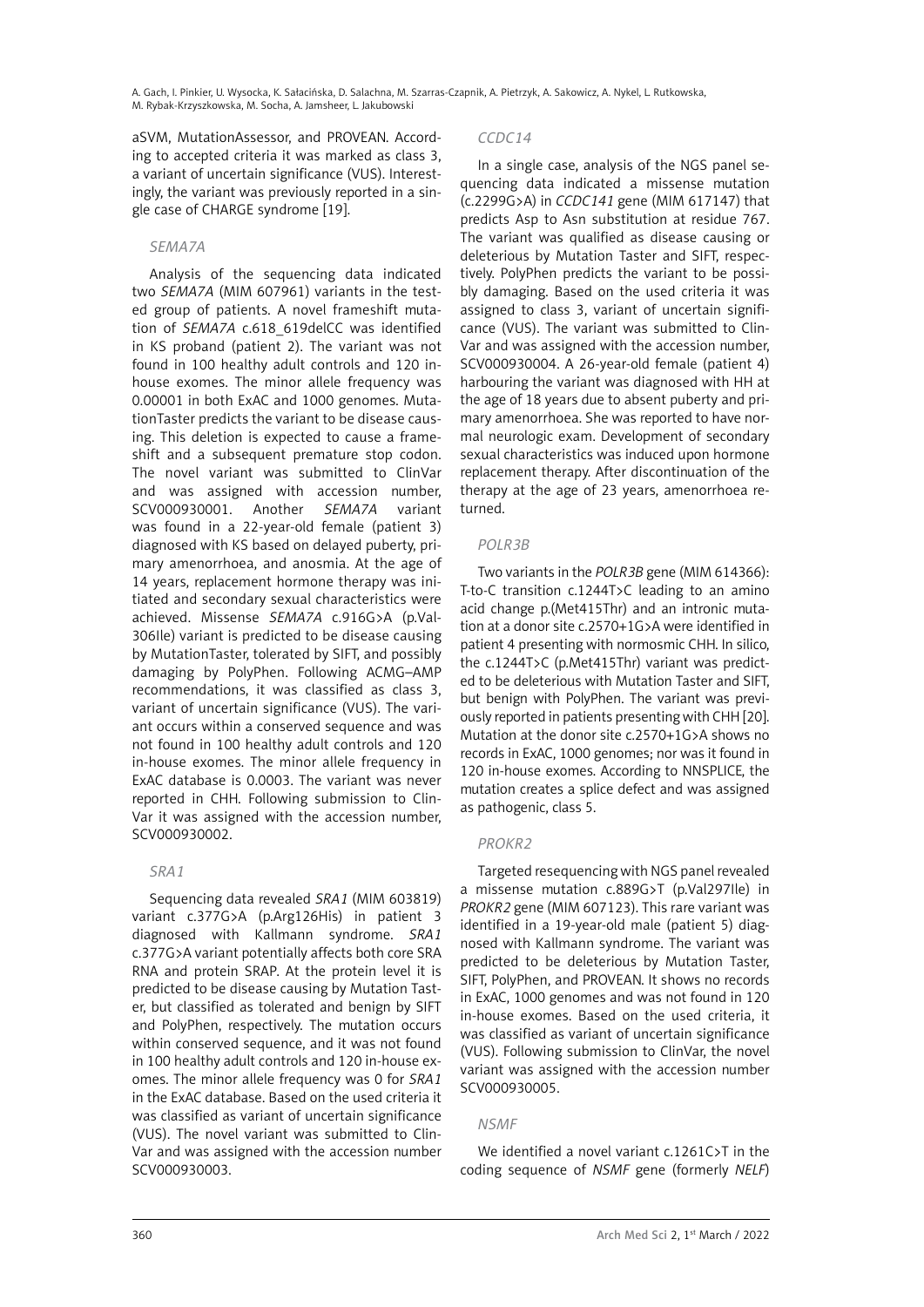aSVM, MutationAssessor, and PROVEAN. According to accepted criteria it was marked as class 3, a variant of uncertain significance (VUS). Interestingly, the variant was previously reported in a single case of CHARGE syndrome [19].

### *SEMA7A*

Analysis of the sequencing data indicated two *SEMA7A* (MIM 607961) variants in the tested group of patients. A novel frameshift mutation of *SEMA7A* c.618_619delCC was identified in KS proband (patient 2). The variant was not found in 100 healthy adult controls and 120 in-house exomes. The minor allele frequency was 0.00001 in both ExAC and 1000 genomes. MutationTaster predicts the variant to be disease causing. This deletion is expected to cause a frameshift and a subsequent premature stop codon. The novel variant was submitted to ClinVar and was assigned with accession number, SCV000930001. Another *SEMA7A* variant was found in a 22-year-old female (patient 3) diagnosed with KS based on delayed puberty, primary amenorrhoea, and anosmia. At the age of 14 years, replacement hormone therapy was initiated and secondary sexual characteristics were achieved. Missense *SEMA7A* c.916G>A (p.Val306Ile) variant is predicted to be disease causing by MutationTaster, tolerated by SIFT, and possibly damaging by PolyPhen. Following ACMG–AMP recommendations, it was classified as class 3, variant of uncertain significance (VUS). The variant occurs within a conserved sequence and was not found in 100 healthy adult controls and 120 in-house exomes. The minor allele frequency in ExAC database is 0.0003. The variant was never reported in CHH. Following submission to ClinVar it was assigned with the accession number, SCV000930002.

### *SRA1*

Sequencing data revealed *SRA1* (MIM 603819) variant c.377G>A (p.Arg126His) in patient 3 diagnosed with Kallmann syndrome. *SRA1* c.377G>A variant potentially affects both core SRA RNA and protein SRAP. At the protein level it is predicted to be disease causing by Mutation Taster, but classified as tolerated and benign by SIFT and PolyPhen, respectively. The mutation occurs within conserved sequence, and it was not found in 100 healthy adult controls and 120 in-house exomes. The minor allele frequency was 0 for *SRA1* in the ExAC database. Based on the used criteria it was classified as variant of uncertain significance (VUS). The novel variant was submitted to ClinVar and was assigned with the accession number SCV000930003.

### *CCDC14*

In a single case, analysis of the NGS panel sequencing data indicated a missense mutation (c.2299G>A) in *CCDC141* gene (MIM 617147) that predicts Asp to Asn substitution at residue 767. The variant was qualified as disease causing or deleterious by Mutation Taster and SIFT, respectively. PolyPhen predicts the variant to be possibly damaging. Based on the used criteria it was assigned to class 3, variant of uncertain significance (VUS). The variant was submitted to ClinVar and was assigned with the accession number, SCV000930004. A 26-year-old female (patient 4) harbouring the variant was diagnosed with HH at the age of 18 years due to absent puberty and primary amenorrhoea. She was reported to have normal neurologic exam. Development of secondary sexual characteristics was induced upon hormone replacement therapy. After discontinuation of the therapy at the age of 23 years, amenorrhoea returned.

### *POLR3B*

Two variants in the *POLR3B* gene (MIM 614366): T-to-C transition c.1244T>C leading to an amino acid change p.(Met415Thr) and an intronic mutation at a donor site c.2570+1G>A were identified in patient 4 presenting with normosmic CHH. In silico, the c.1244T>C (p.Met415Thr) variant was predicted to be deleterious with Mutation Taster and SIFT, but benign with PolyPhen. The variant was previously reported in patients presenting with CHH [20]. Mutation at the donor site c.2570+1G>A shows no records in ExAC, 1000 genomes; nor was it found in 120 in-house exomes. According to NNSPLICE, the mutation creates a splice defect and was assigned as pathogenic, class 5.

### *PROKR2*

Targeted resequencing with NGS panel revealed a missense mutation c.889G>T (p.Val297Ile) in *PROKR2* gene (MIM 607123). This rare variant was identified in a 19-year-old male (patient 5) diagnosed with Kallmann syndrome. The variant was predicted to be deleterious by Mutation Taster, SIFT, PolyPhen, and PROVEAN. It shows no records in ExAC, 1000 genomes and was not found in 120 in-house exomes. Based on the used criteria, it was classified as variant of uncertain significance (VUS). Following submission to ClinVar, the novel variant was assigned with the accession number SCV000930005.

### *NSMF*

We identified a novel variant c.1261C>T in the coding sequence of *NSMF* gene (formerly *NELF*)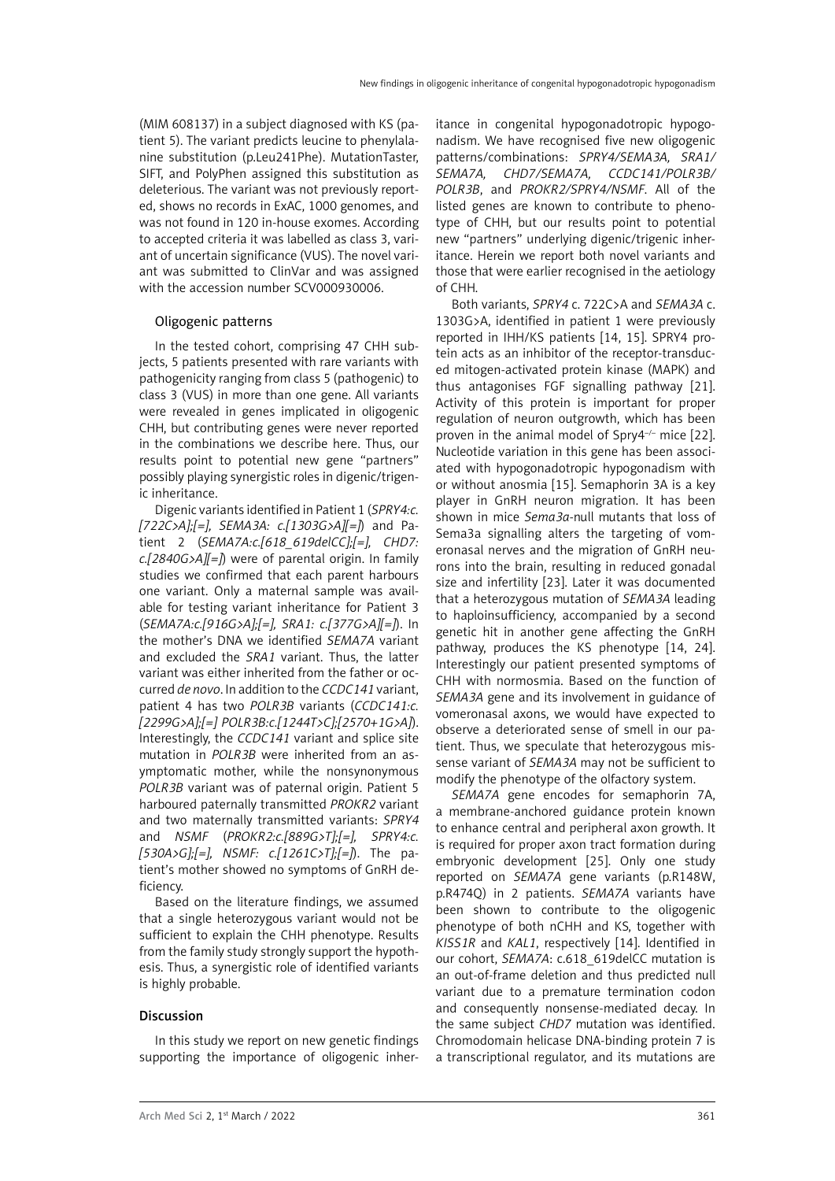(MIM 608137) in a subject diagnosed with KS (patient 5). The variant predicts leucine to phenylalanine substitution (p.Leu241Phe). MutationTaster, SIFT, and PolyPhen assigned this substitution as deleterious. The variant was not previously reported, shows no records in ExAC, 1000 genomes, and was not found in 120 in-house exomes. According to accepted criteria it was labelled as class 3, variant of uncertain significance (VUS). The novel variant was submitted to ClinVar and was assigned with the accession number SCV000930006.

### Oligogenic patterns

In the tested cohort, comprising 47 CHH subjects, 5 patients presented with rare variants with pathogenicity ranging from class 5 (pathogenic) to class 3 (VUS) in more than one gene. All variants were revealed in genes implicated in oligogenic CHH, but contributing genes were never reported in the combinations we describe here. Thus, our results point to potential new gene "partners" possibly playing synergistic roles in digenic/trigenic inheritance.

Digenic variants identified in Patient 1 (*SPRY4:c.[722C>A];[=], SEMA3A: c.[1303G>A][=]*) and Patient 2 (*SEMA7A:c.[618_619delCC];[=], CHD7: c.[2840G>A][=]*) were of parental origin. In family studies we confirmed that each parent harbours one variant. Only a maternal sample was available for testing variant inheritance for Patient 3 (*SEMA7A:c.[916G>A];[=], SRA1: c.[377G>A][=]*). In the mother's DNA we identified *SEMA7A* variant and excluded the *SRA1* variant. Thus, the latter variant was either inherited from the father or occurred *de novo*. In addition to the *CCDC141* variant, patient 4 has two *POLR3B* variants (*CCDC141:c.[2299G>A];[=] POLR3B:c.[1244T>C];[2570+1G>A]*). Interestingly, the *CCDC141* variant and splice site mutation in *POLR3B* were inherited from an asymptomatic mother, while the nonsynonymous *POLR3B* variant was of paternal origin. Patient 5 harboured paternally transmitted *PROKR2* variant and two maternally transmitted variants: *SPRY4* and *NSMF* (*PROKR2:c.[889G>T];[=], SPRY4:c.[530A>G];[=], NSMF: c.[1261C>T];[=]*). The patient's mother showed no symptoms of GnRH deficiency.

Based on the literature findings, we assumed that a single heterozygous variant would not be sufficient to explain the CHH phenotype. Results from the family study strongly support the hypothesis. Thus, a synergistic role of identified variants is highly probable.

## Discussion

In this study we report on new genetic findings supporting the importance of oligogenic inheritance in congenital hypogonadotropic hypogonadism. We have recognised five new oligogenic patterns/combinations: *SPRY4/SEMA3A, SRA1/SEMA7A, CHD7/SEMA7A, CCDC141/POLR3B/POLR3B*, and *PROKR2/SPRY4/NSMF*. All of the listed genes are known to contribute to phenotype of CHH, but our results point to potential new "partners" underlying digenic/trigenic inheritance. Herein we report both novel variants and those that were earlier recognised in the aetiology of CHH.

Both variants, *SPRY4* c. 722C>A and *SEMA3A* c. 1303G>A, identified in patient 1 were previously reported in IHH/KS patients [14, 15]. SPRY4 protein acts as an inhibitor of the receptor-transduced mitogen-activated protein kinase (MAPK) and thus antagonises FGF signalling pathway [21]. Activity of this protein is important for proper regulation of neuron outgrowth, which has been proven in the animal model of Spry4$^{-/-}$ mice [22]. Nucleotide variation in this gene has been associated with hypogonadotropic hypogonadism with or without anosmia [15]. Semaphorin 3A is a key player in GnRH neuron migration. It has been shown in mice *Sema3a*-null mutants that loss of Sema3a signalling alters the targeting of vomeronasal nerves and the migration of GnRH neurons into the brain, resulting in reduced gonadal size and infertility [23]. Later it was documented that a heterozygous mutation of *SEMA3A* leading to haploinsufficiency, accompanied by a second genetic hit in another gene affecting the GnRH pathway, produces the KS phenotype [14, 24]. Interestingly our patient presented symptoms of CHH with normosmia. Based on the function of *SEMA3A* gene and its involvement in guidance of vomeronasal axons, we would have expected to observe a deteriorated sense of smell in our patient. Thus, we speculate that heterozygous missense variant of *SEMA3A* may not be sufficient to modify the phenotype of the olfactory system.

*SEMA7A* gene encodes for semaphorin 7A, a membrane-anchored guidance protein known to enhance central and peripheral axon growth. It is required for proper axon tract formation during embryonic development [25]. Only one study reported on *SEMA7A* gene variants (p.R148W, p.R474Q) in 2 patients. *SEMA7A* variants have been shown to contribute to the oligogenic phenotype of both nCHH and KS, together with *KISS1R* and *KAL1*, respectively [14]. Identified in our cohort, *SEMA7A*: c.618_619delCC mutation is an out-of-frame deletion and thus predicted null variant due to a premature termination codon and consequently nonsense-mediated decay. In the same subject *CHD7* mutation was identified. Chromodomain helicase DNA-binding protein 7 is a transcriptional regulator, and its mutations are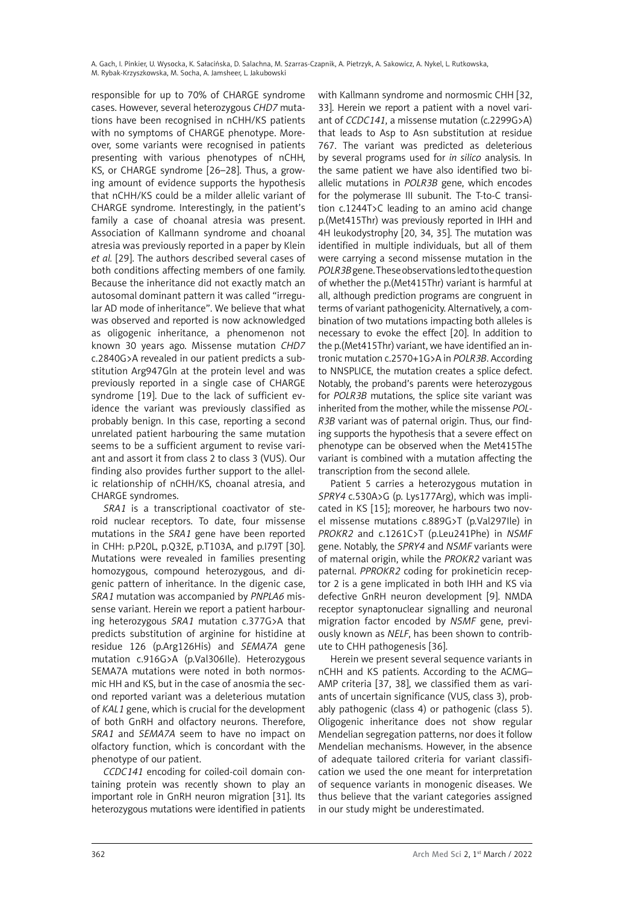responsible for up to 70% of CHARGE syndrome cases. However, several heterozygous *CHD7* mutations have been recognised in nCHH/KS patients with no symptoms of CHARGE phenotype. Moreover, some variants were recognised in patients presenting with various phenotypes of nCHH, KS, or CHARGE syndrome [26–28]. Thus, a growing amount of evidence supports the hypothesis that nCHH/KS could be a milder allelic variant of CHARGE syndrome. Interestingly, in the patient's family a case of choanal atresia was present. Association of Kallmann syndrome and choanal atresia was previously reported in a paper by Klein *et al.* [29]. The authors described several cases of both conditions affecting members of one family. Because the inheritance did not exactly match an autosomal dominant pattern it was called "irregular AD mode of inheritance". We believe that what was observed and reported is now acknowledged as oligogenic inheritance, a phenomenon not known 30 years ago. Missense mutation *CHD7* c.2840G>A revealed in our patient predicts a substitution Arg947Gln at the protein level and was previously reported in a single case of CHARGE syndrome [19]. Due to the lack of sufficient evidence the variant was previously classified as probably benign. In this case, reporting a second unrelated patient harbouring the same mutation seems to be a sufficient argument to revise variant and assort it from class 2 to class 3 (VUS). Our finding also provides further support to the allelic relationship of nCHH/KS, choanal atresia, and CHARGE syndromes.

*SRA1* is a transcriptional coactivator of steroid nuclear receptors. To date, four missense mutations in the *SRA1* gene have been reported in CHH: p.P20L, p.Q32E, p.T103A, and p.I79T [30]. Mutations were revealed in families presenting homozygous, compound heterozygous, and digenic pattern of inheritance. In the digenic case, *SRA1* mutation was accompanied by *PNPLA6* missense variant. Herein we report a patient harbouring heterozygous *SRA1* mutation c.377G>A that predicts substitution of arginine for histidine at residue 126 (p.Arg126His) and *SEMA7A* gene mutation c.916G>A (p.Val306Ile). Heterozygous SEMA7A mutations were noted in both normosmic HH and KS, but in the case of anosmia the second reported variant was a deleterious mutation of *KAL1* gene, which is crucial for the development of both GnRH and olfactory neurons. Therefore, *SRA1* and *SEMA7A* seem to have no impact on olfactory function, which is concordant with the phenotype of our patient.

*CCDC141* encoding for coiled-coil domain containing protein was recently shown to play an important role in GnRH neuron migration [31]. Its heterozygous mutations were identified in patients with Kallmann syndrome and normosmic CHH [32, 33]. Herein we report a patient with a novel variant of *CCDC141*, a missense mutation (c.2299G>A) that leads to Asp to Asn substitution at residue 767. The variant was predicted as deleterious by several programs used for *in silico* analysis. In the same patient we have also identified two biallelic mutations in *POLR3B* gene, which encodes for the polymerase III subunit. The T-to-C transition c.1244T>C leading to an amino acid change p.(Met415Thr) was previously reported in IHH and 4H leukodystrophy [20, 34, 35]. The mutation was identified in multiple individuals, but all of them were carrying a second missense mutation in the *POLR3B* gene. These observations led to the question of whether the p.(Met415Thr) variant is harmful at all, although prediction programs are congruent in terms of variant pathogenicity. Alternatively, a combination of two mutations impacting both alleles is necessary to evoke the effect [20]. In addition to the p.(Met415Thr) variant, we have identified an intronic mutation c.2570+1G>A in *POLR3B*. According to NNSPLICE, the mutation creates a splice defect. Notably, the proband's parents were heterozygous for *POLR3B* mutations, the splice site variant was inherited from the mother, while the missense *POLR3B* variant was of paternal origin. Thus, our finding supports the hypothesis that a severe effect on phenotype can be observed when the Met415The variant is combined with a mutation affecting the transcription from the second allele.

Patient 5 carries a heterozygous mutation in *SPRY4* c.530A>G (p. Lys177Arg), which was implicated in KS [15]; moreover, he harbours two novel missense mutations c.889G>T (p.Val297Ile) in *PROKR2* and c.1261C>T (p.Leu241Phe) in *NSMF* gene. Notably, the *SPRY4* and *NSMF* variants were of maternal origin, while the *PROKR2* variant was paternal. *PPROKR2* coding for prokineticin receptor 2 is a gene implicated in both IHH and KS via defective GnRH neuron development [9]. NMDA receptor synaptonuclear signalling and neuronal migration factor encoded by *NSMF* gene, previously known as *NELF*, has been shown to contribute to CHH pathogenesis [36].

Herein we present several sequence variants in nCHH and KS patients. According to the ACMG–AMP criteria [37, 38], we classified them as variants of uncertain significance (VUS, class 3), probably pathogenic (class 4) or pathogenic (class 5). Oligogenic inheritance does not show regular Mendelian segregation patterns, nor does it follow Mendelian mechanisms. However, in the absence of adequate tailored criteria for variant classification we used the one meant for interpretation of sequence variants in monogenic diseases. We thus believe that the variant categories assigned in our study might be underestimated.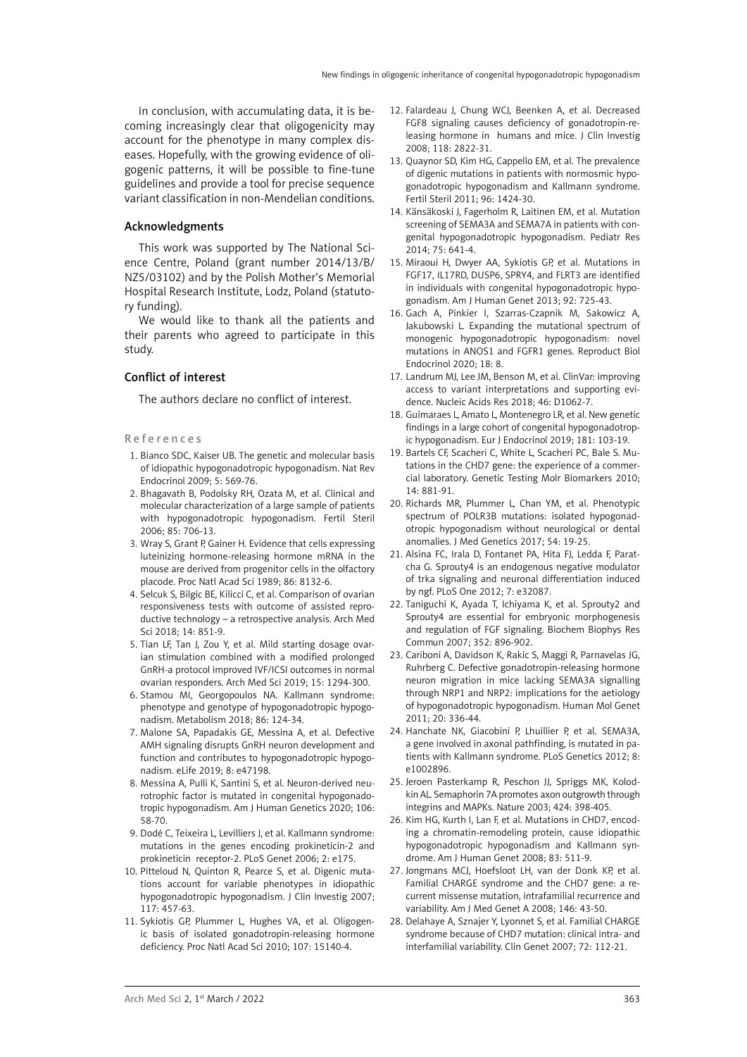In conclusion, with accumulating data, it is becoming increasingly clear that oligogenicity may account for the phenotype in many complex diseases. Hopefully, with the growing evidence of oligogenic patterns, it will be possible to fine-tune guidelines and provide a tool for precise sequence variant classification in non-Mendelian conditions.

## Acknowledgments

This work was supported by The National Science Centre, Poland (grant number 2014/13/B/NZ5/03102) and by the Polish Mother's Memorial Hospital Research Institute, Lodz, Poland (statutory funding).

We would like to thank all the patients and their parents who agreed to participate in this study.

## Conflict of interest

The authors declare no conflict of interest.

## References

1. Bianco SDC, Kaiser UB. The genetic and molecular basis of idiopathic hypogonadotropic hypogonadism. Nat Rev Endocrinol 2009; 5: 569-76.
2. Bhagavath B, Podolsky RH, Ozata M, et al. Clinical and molecular characterization of a large sample of patients with hypogonadotropic hypogonadism. Fertil Steril 2006; 85: 706-13.
3. Wray S, Grant P, Gainer H. Evidence that cells expressing luteinizing hormone-releasing hormone mRNA in the mouse are derived from progenitor cells in the olfactory placode. Proc Natl Acad Sci 1989; 86: 8132-6.
4. Selcuk S, Bilgic BE, Kilicci C, et al. Comparison of ovarian responsiveness tests with outcome of assisted reproductive technology – a retrospective analysis. Arch Med Sci 2018; 14: 851-9.
5. Tian LF, Tan J, Zou Y, et al. Mild starting dosage ovarian stimulation combined with a modified prolonged GnRH-a protocol improved IVF/ICSI outcomes in normal ovarian responders. Arch Med Sci 2019; 15: 1294-300.
6. Stamou MI, Georgopoulos NA. Kallmann syndrome: phenotype and genotype of hypogonadotropic hypogonadism. Metabolism 2018; 86: 124-34.
7. Malone SA, Papadakis GE, Messina A, et al. Defective AMH signaling disrupts GnRH neuron development and function and contributes to hypogonadotropic hypogonadism. eLife 2019; 8: e47198.
8. Messina A, Pulli K, Santini S, et al. Neuron-derived neurotrophic factor is mutated in congenital hypogonadotropic hypogonadism. Am J Human Genetics 2020; 106: 58-70.
9. Dodé C, Teixeira L, Levilliers J, et al. Kallmann syndrome: mutations in the genes encoding prokineticin-2 and prokineticin receptor-2. PLoS Genet 2006; 2: e175.
10. Pitteloud N, Quinton R, Pearce S, et al. Digenic mutations account for variable phenotypes in idiopathic hypogonadotropic hypogonadism. J Clin Investig 2007; 117: 457-63.
11. Sykiotis GP, Plummer L, Hughes VA, et al. Oligogenic basis of isolated gonadotropin-releasing hormone deficiency. Proc Natl Acad Sci 2010; 107: 15140-4.
12. Falardeau J, Chung WCJ, Beenken A, et al. Decreased FGF8 signaling causes deficiency of gonadotropin-releasing hormone in humans and mice. J Clin Investig 2008; 118: 2822-31.
13. Quaynor SD, Kim HG, Cappello EM, et al. The prevalence of digenic mutations in patients with normosmic hypogonadotropic hypogonadism and Kallmann syndrome. Fertil Steril 2011; 96: 1424-30.
14. Känsäkoski J, Fagerholm R, Laitinen EM, et al. Mutation screening of SEMA3A and SEMA7A in patients with congenital hypogonadotropic hypogonadism. Pediatr Res 2014; 75: 641-4.
15. Miraoui H, Dwyer AA, Sykiotis GP, et al. Mutations in FGF17, IL17RD, DUSP6, SPRY4, and FLRT3 are identified in individuals with congenital hypogonadotropic hypogonadism. Am J Human Genet 2013; 92: 725-43.
16. Gach A, Pinkier I, Szarras-Czapnik M, Sakowicz A, Jakubowski L. Expanding the mutational spectrum of monogenic hypogonadotropic hypogonadism: novel mutations in ANOS1 and FGFR1 genes. Reproduct Biol Endocrinol 2020; 18: 8.
17. Landrum MJ, Lee JM, Benson M, et al. ClinVar: improving access to variant interpretations and supporting evidence. Nucleic Acids Res 2018; 46: D1062-7.
18. Guimaraes L, Amato L, Montenegro LR, et al. New genetic findings in a large cohort of congenital hypogonadotropic hypogonadism. Eur J Endocrinol 2019; 181: 103-19.
19. Bartels CF, Scacheri C, White L, Scacheri PC, Bale S. Mutations in the CHD7 gene: the experience of a commercial laboratory. Genetic Testing Molr Biomarkers 2010; 14: 881-91.
20. Richards MR, Plummer L, Chan YM, et al. Phenotypic spectrum of POLR3B mutations: isolated hypogonadotropic hypogonadism without neurological or dental anomalies. J Med Genetics 2017; 54: 19-25.
21. Alsina FC, Irala D, Fontanet PA, Hita FJ, Ledda F, Paratcha G. Sprouty4 is an endogenous negative modulator of trka signaling and neuronal differentiation induced by ngf. PLoS One 2012; 7: e32087.
22. Taniguchi K, Ayada T, Ichiyama K, et al. Sprouty2 and Sprouty4 are essential for embryonic morphogenesis and regulation of FGF signaling. Biochem Biophys Res Commun 2007; 352: 896-902.
23. Cariboni A, Davidson K, Rakic S, Maggi R, Parnavelas JG, Ruhrberg C. Defective gonadotropin-releasing hormone neuron migration in mice lacking SEMA3A signalling through NRP1 and NRP2: implications for the aetiology of hypogonadotropic hypogonadism. Human Mol Genet 2011; 20: 336-44.
24. Hanchate NK, Giacobini P, Lhuillier P, et al. SEMA3A, a gene involved in axonal pathfinding, is mutated in patients with Kallmann syndrome. PLoS Genetics 2012; 8: e1002896.
25. Jeroen Pasterkamp R, Peschon JJ, Spriggs MK, Kolodkin AL. Semaphorin 7A promotes axon outgrowth through integrins and MAPKs. Nature 2003; 424: 398-405.
26. Kim HG, Kurth I, Lan F, et al. Mutations in CHD7, encoding a chromatin-remodeling protein, cause idiopathic hypogonadotropic hypogonadism and Kallmann syndrome. Am J Human Genet 2008; 83: 511-9.
27. Jongmans MCJ, Hoefsloot LH, van der Donk KP, et al. Familial CHARGE syndrome and the CHD7 gene: a recurrent missense mutation, intrafamilial recurrence and variability. Am J Med Genet A 2008; 146: 43-50.
28. Delahaye A, Sznajer Y, Lyonnet S, et al. Familial CHARGE syndrome because of CHD7 mutation: clinical intra- and interfamilial variability. Clin Genet 2007; 72: 112-21.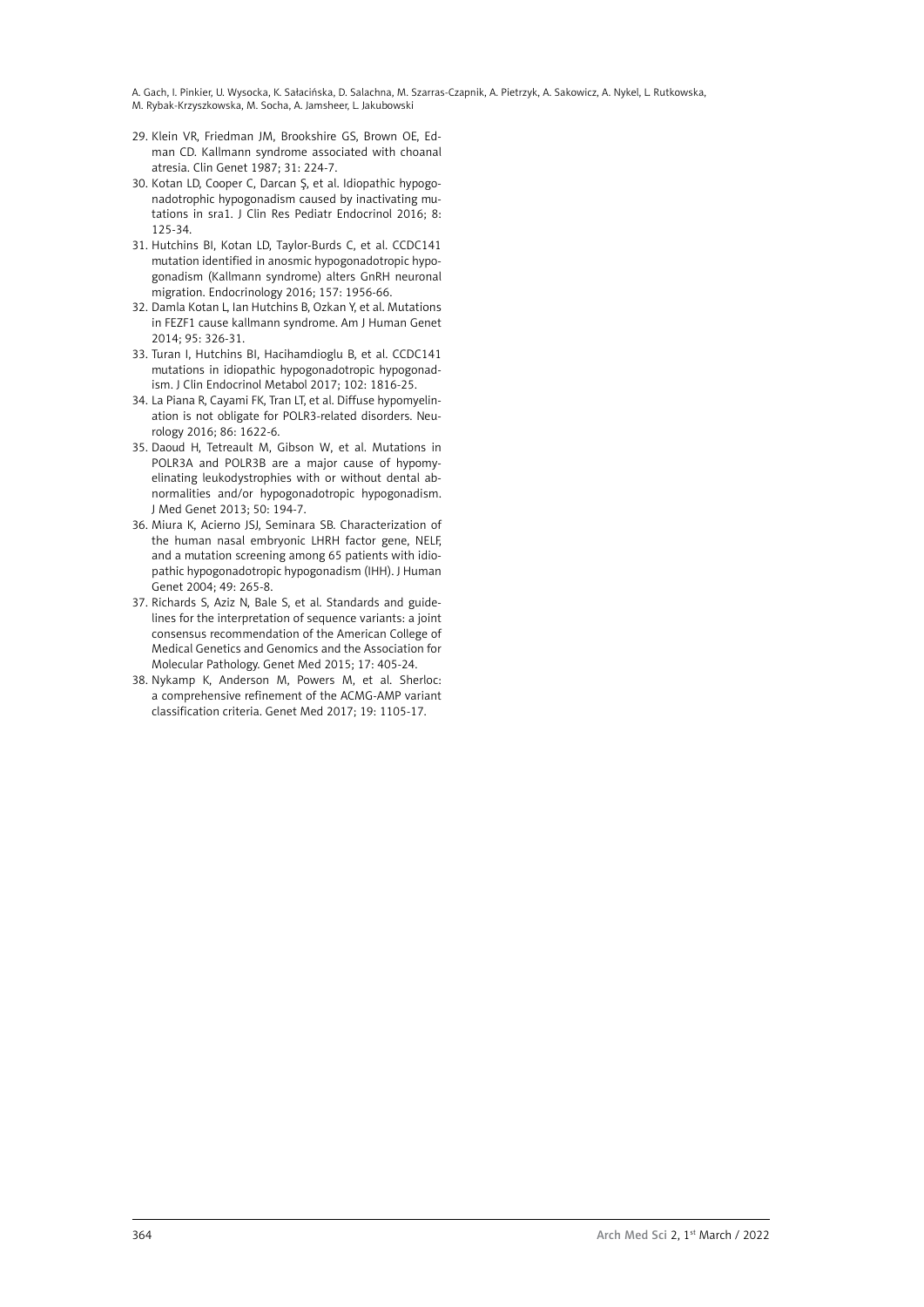29. Klein VR, Friedman JM, Brookshire GS, Brown OE, Edman CD. Kallmann syndrome associated with choanal atresia. Clin Genet 1987; 31: 224-7.
30. Kotan LD, Cooper C, Darcan Ş, et al. Idiopathic hypogonadotrophic hypogonadism caused by inactivating mutations in sra1. J Clin Res Pediatr Endocrinol 2016; 8: 125-34.
31. Hutchins BI, Kotan LD, Taylor-Burds C, et al. CCDC141 mutation identified in anosmic hypogonadotropic hypogonadism (Kallmann syndrome) alters GnRH neuronal migration. Endocrinology 2016; 157: 1956-66.
32. Damla Kotan L, Ian Hutchins B, Ozkan Y, et al. Mutations in FEZF1 cause kallmann syndrome. Am J Human Genet 2014; 95: 326-31.
33. Turan I, Hutchins BI, Hacihamdioglu B, et al. CCDC141 mutations in idiopathic hypogonadotropic hypogonadism. J Clin Endocrinol Metabol 2017; 102: 1816-25.
34. La Piana R, Cayami FK, Tran LT, et al. Diffuse hypomyelination is not obligate for POLR3-related disorders. Neurology 2016; 86: 1622-6.
35. Daoud H, Tetreault M, Gibson W, et al. Mutations in POLR3A and POLR3B are a major cause of hypomyelinating leukodystrophies with or without dental abnormalities and/or hypogonadotropic hypogonadism. J Med Genet 2013; 50: 194-7.
36. Miura K, Acierno JSJ, Seminara SB. Characterization of the human nasal embryonic LHRH factor gene, NELF, and a mutation screening among 65 patients with idiopathic hypogonadotropic hypogonadism (IHH). J Human Genet 2004; 49: 265-8.
37. Richards S, Aziz N, Bale S, et al. Standards and guidelines for the interpretation of sequence variants: a joint consensus recommendation of the American College of Medical Genetics and Genomics and the Association for Molecular Pathology. Genet Med 2015; 17: 405-24.
38. Nykamp K, Anderson M, Powers M, et al. Sherloc: a comprehensive refinement of the ACMG-AMP variant classification criteria. Genet Med 2017; 19: 1105-17.